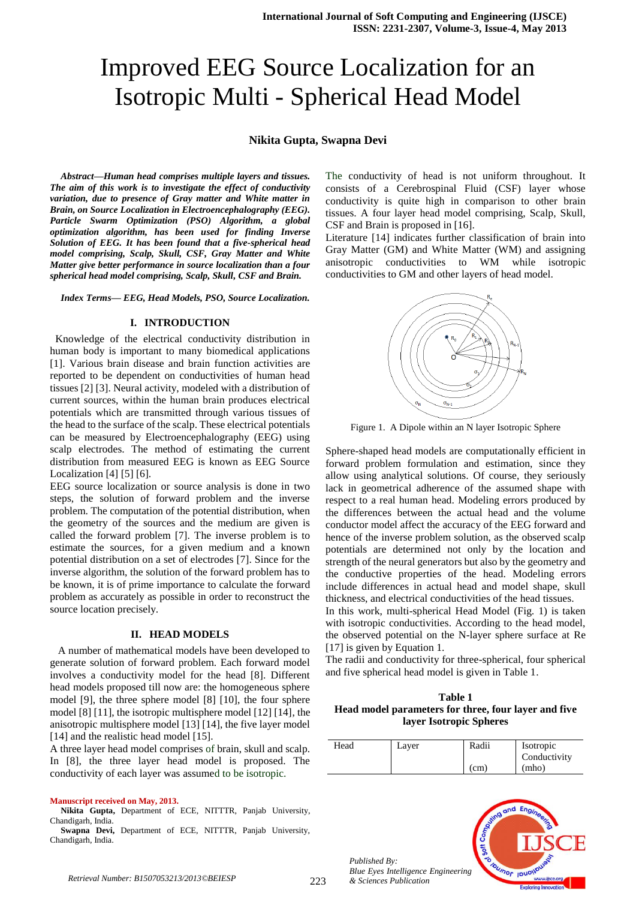# Improved EEG Source Localization for an Isotropic Multi - Spherical Head Model

**Nikita Gupta, Swapna Devi**

***Abstract*—*Human head comprises multiple layers and tissues. The aim of this work is to investigate the effect of conductivity variation, due to presence of Gray matter and White matter in Brain, on Source Localization in Electroencephalography (EEG). Particle Swarm Optimization (PSO) Algorithm, a global optimization algorithm, has been used for finding Inverse Solution of EEG. It has been found that a five-spherical head model comprising, Scalp, Skull, CSF, Gray Matter and White Matter give better performance in source localization than a four spherical head model comprising, Scalp, Skull, CSF and Brain.***

***Index Terms*— *EEG, Head Models, PSO, Source Localization.***

## I. INTRODUCTION

Knowledge of the electrical conductivity distribution in human body is important to many biomedical applications [1]. Various brain disease and brain function activities are reported to be dependent on conductivities of human head tissues [2] [3]. Neural activity, modeled with a distribution of current sources, within the human brain produces electrical potentials which are transmitted through various tissues of the head to the surface of the scalp. These electrical potentials can be measured by Electroencephalography (EEG) using scalp electrodes. The method of estimating the current distribution from measured EEG is known as EEG Source Localization [4] [5] [6].

EEG source localization or source analysis is done in two steps, the solution of forward problem and the inverse problem. The computation of the potential distribution, when the geometry of the sources and the medium are given is called the forward problem [7]. The inverse problem is to estimate the sources, for a given medium and a known potential distribution on a set of electrodes [7]. Since for the inverse algorithm, the solution of the forward problem has to be known, it is of prime importance to calculate the forward problem as accurately as possible in order to reconstruct the source location precisely.

## II. HEAD MODELS

A number of mathematical models have been developed to generate solution of forward problem. Each forward model involves a conductivity model for the head [8]. Different head models proposed till now are: the homogeneous sphere model [9], the three sphere model [8] [10], the four sphere model [8] [11], the isotropic multisphere model [12] [14], the anisotropic multisphere model [13] [14], the five layer model [14] and the realistic head model [15].

A three layer head model comprises of brain, skull and scalp. In [8], the three layer head model is proposed. The conductivity of each layer was assumed to be isotropic. The conductivity of head is not uniform throughout. It consists of a Cerebrospinal Fluid (CSF) layer whose conductivity is quite high in comparison to other brain tissues. A four layer head model comprising, Scalp, Skull, CSF and Brain is proposed in [16].

Literature [14] indicates further classification of brain into Gray Matter (GM) and White Matter (WM) and assigning anisotropic conductivities to WM while isotropic conductivities to GM and other layers of head model.

Figure 1. A Dipole within an N layer Isotropic Sphere

Sphere-shaped head models are computationally efficient in forward problem formulation and estimation, since they allow using analytical solutions. Of course, they seriously lack in geometrical adherence of the assumed shape with respect to a real human head. Modeling errors produced by the differences between the actual head and the volume conductor model affect the accuracy of the EEG forward and hence of the inverse problem solution, as the observed scalp potentials are determined not only by the location and strength of the neural generators but also by the geometry and the conductive properties of the head. Modeling errors include differences in actual head and model shape, skull thickness, and electrical conductivities of the head tissues.

In this work, multi-spherical Head Model (Fig. 1) is taken with isotropic conductivities. According to the head model, the observed potential on the N-layer sphere surface at Re [17] is given by Equation 1.

The radii and conductivity for three-spherical, four spherical and five spherical head model is given in Table 1.

**Table 1**
**Head model parameters for three, four layer and five layer Isotropic Spheres**

| Head | Layer | Radii (cm) | Isotropic Conductivity (mho) |
|---|---|---|---|

Manuscript received on May, 2013.

**Nikita Gupta,** Department of ECE, NITTTR, Panjab University, Chandigarh, India.

**Swapna Devi,** Department of ECE, NITTTR, Panjab University, Chandigarh, India.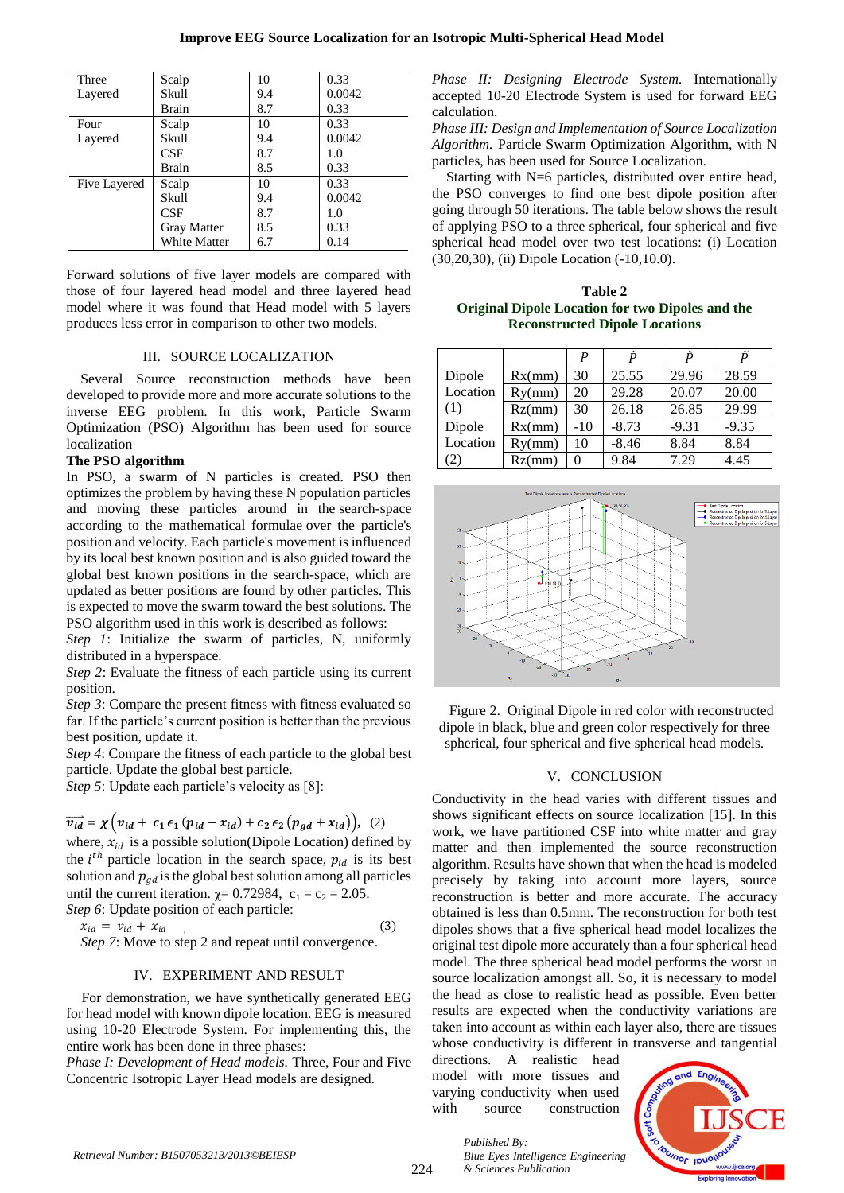| | | | |
|---|---|---|---|
| Three Layered | Scalp | 10 | 0.33 |
| | Skull | 9.4 | 0.0042 |
| | Brain | 8.7 | 0.33 |
| Four Layered | Scalp | 10 | 0.33 |
| | Skull | 9.4 | 0.0042 |
| | CSF | 8.7 | 1.0 |
| | Brain | 8.5 | 0.33 |
| Five Layered | Scalp | 10 | 0.33 |
| | Skull | 9.4 | 0.0042 |
| | CSF | 8.7 | 1.0 |
| | Gray Matter | 8.5 | 0.33 |
| | White Matter | 6.7 | 0.14 |

Forward solutions of five layer models are compared with those of four layered head model and three layered head model where it was found that Head model with 5 layers produces less error in comparison to other two models.

## III. SOURCE LOCALIZATION

Several Source reconstruction methods have been developed to provide more and more accurate solutions to the inverse EEG problem. In this work, Particle Swarm Optimization (PSO) Algorithm has been used for source localization

**The PSO algorithm**

In PSO, a swarm of N particles is created. PSO then optimizes the problem by having these N population particles and moving these particles around in the search-space according to the mathematical formulae over the particle's position and velocity. Each particle's movement is influenced by its local best known position and is also guided toward the global best known positions in the search-space, which are updated as better positions are found by other particles. This is expected to move the swarm toward the best solutions. The PSO algorithm used in this work is described as follows:

*Step 1*: Initialize the swarm of particles, N, uniformly distributed in a hyperspace.

*Step 2*: Evaluate the fitness of each particle using its current position.

*Step 3*: Compare the present fitness with fitness evaluated so far. If the particle's current position is better than the previous best position, update it.

*Step 4*: Compare the fitness of each particle to the global best particle. Update the global best particle.

*Step 5*: Update each particle's velocity as [8]:

$$\overrightarrow{v_{id}} = \chi\left(v_{id} + c_1\epsilon_1(p_{id} - x_{id}) + c_2\epsilon_2(p_{gd} + x_{id})\right), \quad (2)$$

where, $x_{id}$ is a possible solution(Dipole Location) defined by the $i^{th}$ particle location in the search space, $p_{id}$ is its best solution and $p_{gd}$ is the global best solution among all particles until the current iteration. $\chi$= 0.72984, $c_1 = c_2 = 2.05$.

*Step 6*: Update position of each particle:

$$x_{id} = v_{id} + x_{id} \quad (3)$$

*Step 7*: Move to step 2 and repeat until convergence.

## IV. EXPERIMENT AND RESULT

For demonstration, we have synthetically generated EEG for head model with known dipole location. EEG is measured using 10-20 Electrode System. For implementing this, the entire work has been done in three phases:

*Phase I: Development of Head models.* Three, Four and Five Concentric Isotropic Layer Head models are designed.

*Phase II: Designing Electrode System.* Internationally accepted 10-20 Electrode System is used for forward EEG calculation.

*Phase III: Design and Implementation of Source Localization Algorithm.* Particle Swarm Optimization Algorithm, with N particles, has been used for Source Localization.

Starting with N=6 particles, distributed over entire head, the PSO converges to find one best dipole position after going through 50 iterations. The table below shows the result of applying PSO to a three spherical, four spherical and five spherical head model over two test locations: (i) Location (30,20,30), (ii) Dipole Location (-10,10.0).

**Table 2**
**Original Dipole Location for two Dipoles and the Reconstructed Dipole Locations**

| | | $P$ | $\dot{P}$ | $\ddot{P}$ | $\tilde{P}$ |
|---|---|---|---|---|---|
| Dipole Location (1) | Rx(mm) | 30 | 25.55 | 29.96 | 28.59 |
| | Ry(mm) | 20 | 29.28 | 20.07 | 20.00 |
| | Rz(mm) | 30 | 26.18 | 26.85 | 29.99 |
| Dipole Location (2) | Rx(mm) | -10 | -8.73 | -9.31 | -9.35 |
| | Ry(mm) | 10 | -8.46 | 8.84 | 8.84 |
| | Rz(mm) | 0 | 9.84 | 7.29 | 4.45 |

Figure 2. Original Dipole in red color with reconstructed dipole in black, blue and green color respectively for three spherical, four spherical and five spherical head models.

## V. CONCLUSION

Conductivity in the head varies with different tissues and shows significant effects on source localization [15]. In this work, we have partitioned CSF into white matter and gray matter and then implemented the source reconstruction algorithm. Results have shown that when the head is modeled precisely by taking into account more layers, source reconstruction is better and more accurate. The accuracy obtained is less than 0.5mm. The reconstruction for both test dipoles shows that a five spherical head model localizes the original test dipole more accurately than a four spherical head model. The three spherical head model performs the worst in source localization amongst all. So, it is necessary to model the head as close to realistic head as possible. Even better results are expected when the conductivity variations are taken into account as within each layer also, there are tissues whose conductivity is different in transverse and tangential directions. A realistic head model with more tissues and varying conductivity when used with source construction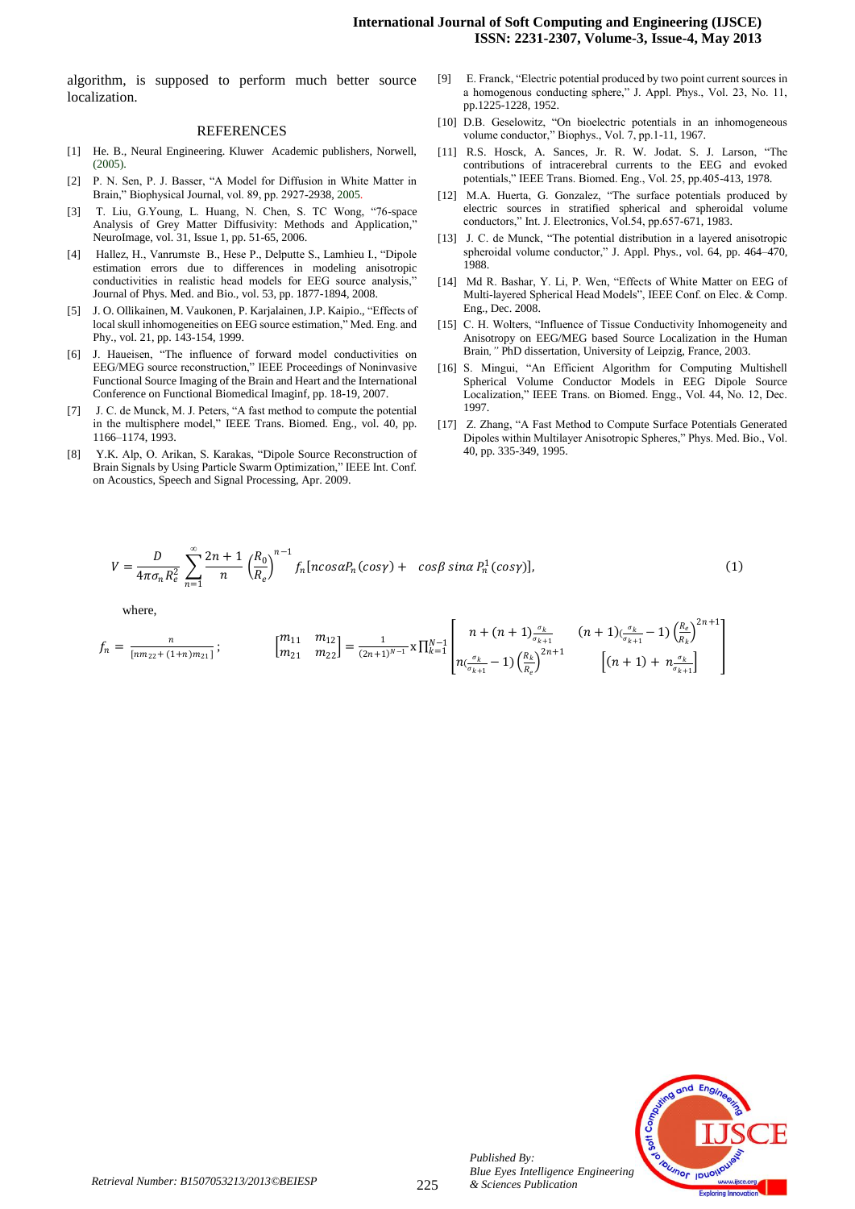algorithm, is supposed to perform much better source localization.

## REFERENCES

[1] He. B., Neural Engineering. Kluwer Academic publishers, Norwell, (2005).

[2] P. N. Sen, P. J. Basser, "A Model for Diffusion in White Matter in Brain," Biophysical Journal, vol. 89, pp. 2927-2938, 2005.

[3] T. Liu, G.Young, L. Huang, N. Chen, S. TC Wong, "76-space Analysis of Grey Matter Diffusivity: Methods and Application," NeuroImage, vol. 31, Issue 1, pp. 51-65, 2006.

[4] Hallez, H., Vanrumste B., Hese P., Delputte S., Lamhieu I., "Dipole estimation errors due to differences in modeling anisotropic conductivities in realistic head models for EEG source analysis," Journal of Phys. Med. and Bio., vol. 53, pp. 1877-1894, 2008.

[5] J. O. Ollikainen, M. Vaukonen, P. Karjalainen, J.P. Kaipio., "Effects of local skull inhomogeneities on EEG source estimation," Med. Eng. and Phy., vol. 21, pp. 143-154, 1999.

[6] J. Haueisen, "The influence of forward model conductivities on EEG/MEG source reconstruction," IEEE Proceedings of Noninvasive Functional Source Imaging of the Brain and Heart and the International Conference on Functional Biomedical Imaginf, pp. 18-19, 2007.

[7] J. C. de Munck, M. J. Peters, "A fast method to compute the potential in the multisphere model," IEEE Trans. Biomed. Eng., vol. 40, pp. 1166–1174, 1993.

[8] Y.K. Alp, O. Arikan, S. Karakas, "Dipole Source Reconstruction of Brain Signals by Using Particle Swarm Optimization," IEEE Int. Conf. on Acoustics, Speech and Signal Processing, Apr. 2009.

[9] E. Franck, "Electric potential produced by two point current sources in a homogenous conducting sphere," J. Appl. Phys., Vol. 23, No. 11, pp.1225-1228, 1952.

[10] D.B. Geselowitz, "On bioelectric potentials in an inhomogeneous volume conductor," Biophys., Vol. 7, pp.1-11, 1967.

[11] R.S. Hosck, A. Sances, Jr. R. W. Jodat. S. J. Larson, "The contributions of intracerebral currents to the EEG and evoked potentials," IEEE Trans. Biomed. Eng., Vol. 25, pp.405-413, 1978.

[12] M.A. Huerta, G. Gonzalez, "The surface potentials produced by electric sources in stratified spherical and spheroidal volume conductors," Int. J. Electronics, Vol.54, pp.657-671, 1983.

[13] J. C. de Munck, "The potential distribution in a layered anisotropic spheroidal volume conductor," J. Appl. Phys., vol. 64, pp. 464–470, 1988.

[14] Md R. Bashar, Y. Li, P. Wen, "Effects of White Matter on EEG of Multi-layered Spherical Head Models", IEEE Conf. on Elec. & Comp. Eng., Dec. 2008.

[15] C. H. Wolters, "Influence of Tissue Conductivity Inhomogeneity and Anisotropy on EEG/MEG based Source Localization in the Human Brain," PhD dissertation, University of Leipzig, France, 2003.

[16] S. Mingui, "An Efficient Algorithm for Computing Multishell Spherical Volume Conductor Models in EEG Dipole Source Localization," IEEE Trans. on Biomed. Engg., Vol. 44, No. 12, Dec. 1997.

[17] Z. Zhang, "A Fast Method to Compute Surface Potentials Generated Dipoles within Multilayer Anisotropic Spheres," Phys. Med. Bio., Vol. 40, pp. 335-349, 1995.

$$V = \frac{D}{4\pi\sigma_n R_e^2}\sum_{n=1}^{\infty}\frac{2n+1}{n}\left(\frac{R_0}{R_e}\right)^{n-1} f_n[n\cos\alpha P_n(\cos\gamma) + \ \cos\beta \sin\alpha\, P_n^1(\cos\gamma)], \tag{1}$$

where,

$$f_n = \frac{n}{[nm_{22} + (1+n)m_{21}]}; \qquad \begin{bmatrix} m_{11} & m_{12} \\ m_{21} & m_{22} \end{bmatrix} = \frac{1}{(2n+1)^{N-1}} \mathrm{x} \prod_{k=1}^{N-1} \begin{bmatrix} n + (n+1)\frac{\sigma_k}{\sigma_{k+1}} & (n+1)(\frac{\sigma_k}{\sigma_{k+1}} - 1)\left(\frac{R_e}{R_k}\right)^{2n+1} \\ n(\frac{\sigma_k}{\sigma_{k+1}} - 1)\left(\frac{R_k}{R_e}\right)^{2n+1} & \left[(n+1) + n\frac{\sigma_k}{\sigma_{k+1}}\right] \end{bmatrix}$$